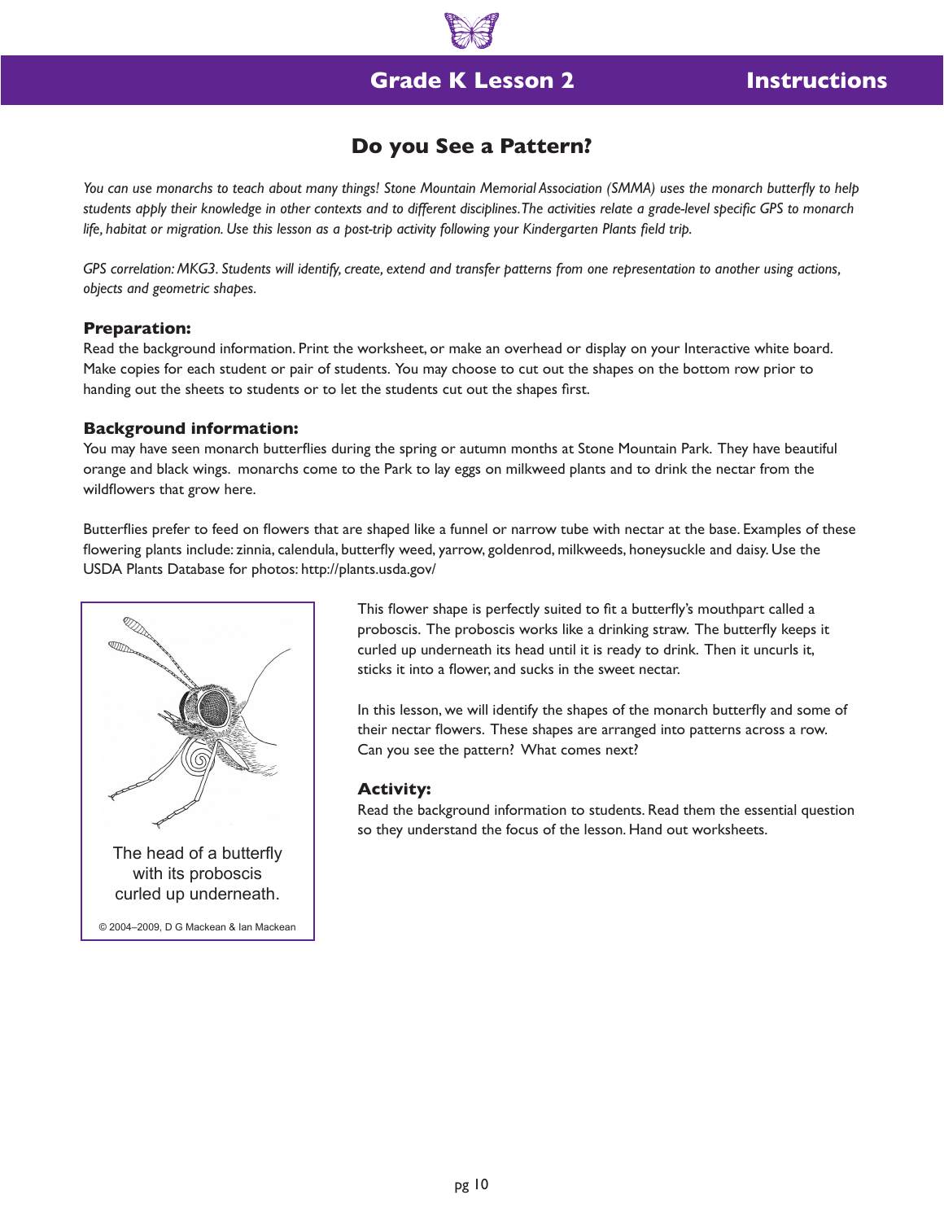## Grade K Lesson 2 Instructions

# Do you See a Pattern?

*You can use monarchs to teach about many things! Stone Mountain Memorial Association (SMMA) uses the monarch butterfly to help students apply their knowledge in other contexts and to different disciplines. The activities relate a grade-level specific GPS to monarch life, habitat or migration. Use this lesson as a post-trip activity following your Kindergarten Plants field trip.*

*GPS correlation: MKG3. Students will identify, create, extend and transfer patterns from one representation to another using actions, objects and geometric shapes.*

### Preparation:

Read the background information. Print the worksheet, or make an overhead or display on your Interactive white board. Make copies for each student or pair of students. You may choose to cut out the shapes on the bottom row prior to handing out the sheets to students or to let the students cut out the shapes first.

### Background information:

You may have seen monarch butterflies during the spring or autumn months at Stone Mountain Park. They have beautiful orange and black wings. monarchs come to the Park to lay eggs on milkweed plants and to drink the nectar from the wildflowers that grow here.

Butterflies prefer to feed on flowers that are shaped like a funnel or narrow tube with nectar at the base. Examples of these flowering plants include: zinnia, calendula, butterfly weed, yarrow, goldenrod, milkweeds, honeysuckle and daisy. Use the USDA Plants Database for photos: http://plants.usda.gov/

The head of a butterfly with its proboscis curled up underneath.

© 2004–2009, D G Mackean & Ian Mackean

This flower shape is perfectly suited to fit a butterfly's mouthpart called a proboscis. The proboscis works like a drinking straw. The butterfly keeps it curled up underneath its head until it is ready to drink. Then it uncurls it, sticks it into a flower, and sucks in the sweet nectar.

In this lesson, we will identify the shapes of the monarch butterfly and some of their nectar flowers. These shapes are arranged into patterns across a row. Can you see the pattern? What comes next?

### Activity:

Read the background information to students. Read them the essential question so they understand the focus of the lesson. Hand out worksheets.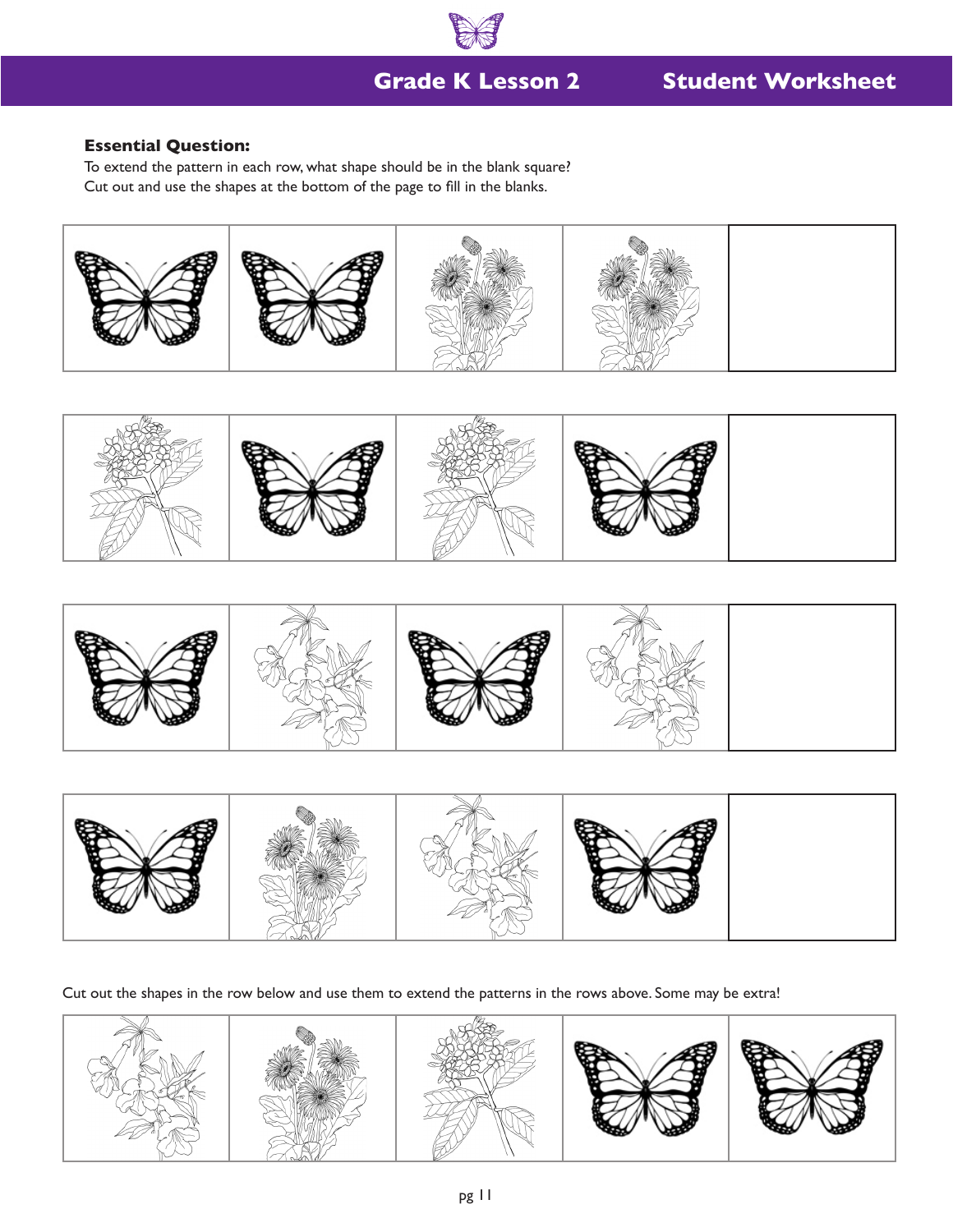# Grade K Lesson 2 — Student Worksheet

**Essential Question:**

To extend the pattern in each row, what shape should be in the blank square?
Cut out and use the shapes at the bottom of the page to fill in the blanks.

Cut out the shapes in the row below and use them to extend the patterns in the rows above. Some may be extra!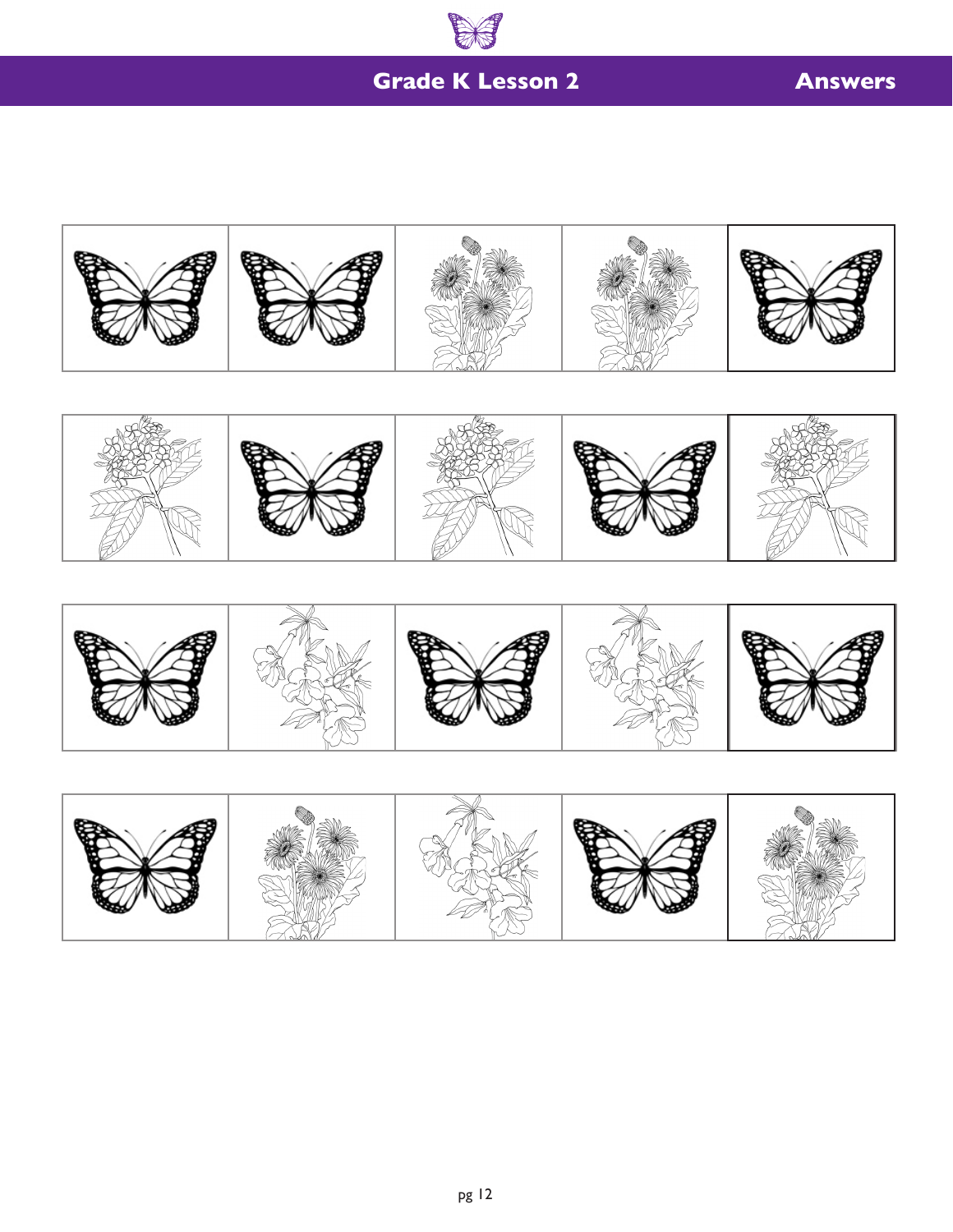## Grade K Lesson 2 — Answers